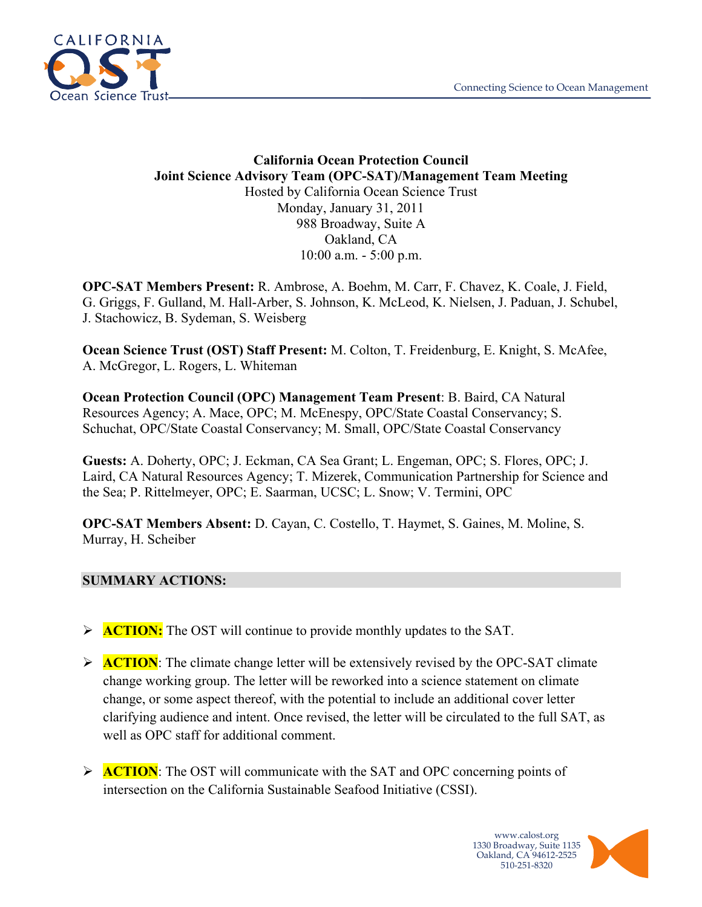**California Ocean Protection Council**
**Joint Science Advisory Team (OPC-SAT)/Management Team Meeting**
Hosted by California Ocean Science Trust
Monday, January 31, 2011
988 Broadway, Suite A
Oakland, CA
10:00 a.m. - 5:00 p.m.

**OPC-SAT Members Present:** R. Ambrose, A. Boehm, M. Carr, F. Chavez, K. Coale, J. Field, G. Griggs, F. Gulland, M. Hall-Arber, S. Johnson, K. McLeod, K. Nielsen, J. Paduan, J. Schubel, J. Stachowicz, B. Sydeman, S. Weisberg

**Ocean Science Trust (OST) Staff Present:** M. Colton, T. Freidenburg, E. Knight, S. McAfee, A. McGregor, L. Rogers, L. Whiteman

**Ocean Protection Council (OPC) Management Team Present**: B. Baird, CA Natural Resources Agency; A. Mace, OPC; M. McEnespy, OPC/State Coastal Conservancy; S. Schuchat, OPC/State Coastal Conservancy; M. Small, OPC/State Coastal Conservancy

**Guests:** A. Doherty, OPC; J. Eckman, CA Sea Grant; L. Engeman, OPC; S. Flores, OPC; J. Laird, CA Natural Resources Agency; T. Mizerek, Communication Partnership for Science and the Sea; P. Rittelmeyer, OPC; E. Saarman, UCSC; L. Snow; V. Termini, OPC

**OPC-SAT Members Absent:** D. Cayan, C. Costello, T. Haymet, S. Gaines, M. Moline, S. Murray, H. Scheiber

## SUMMARY ACTIONS:

- **ACTION:** The OST will continue to provide monthly updates to the SAT.
- **ACTION**: The climate change letter will be extensively revised by the OPC-SAT climate change working group. The letter will be reworked into a science statement on climate change, or some aspect thereof, with the potential to include an additional cover letter clarifying audience and intent. Once revised, the letter will be circulated to the full SAT, as well as OPC staff for additional comment.
- **ACTION**: The OST will communicate with the SAT and OPC concerning points of intersection on the California Sustainable Seafood Initiative (CSSI).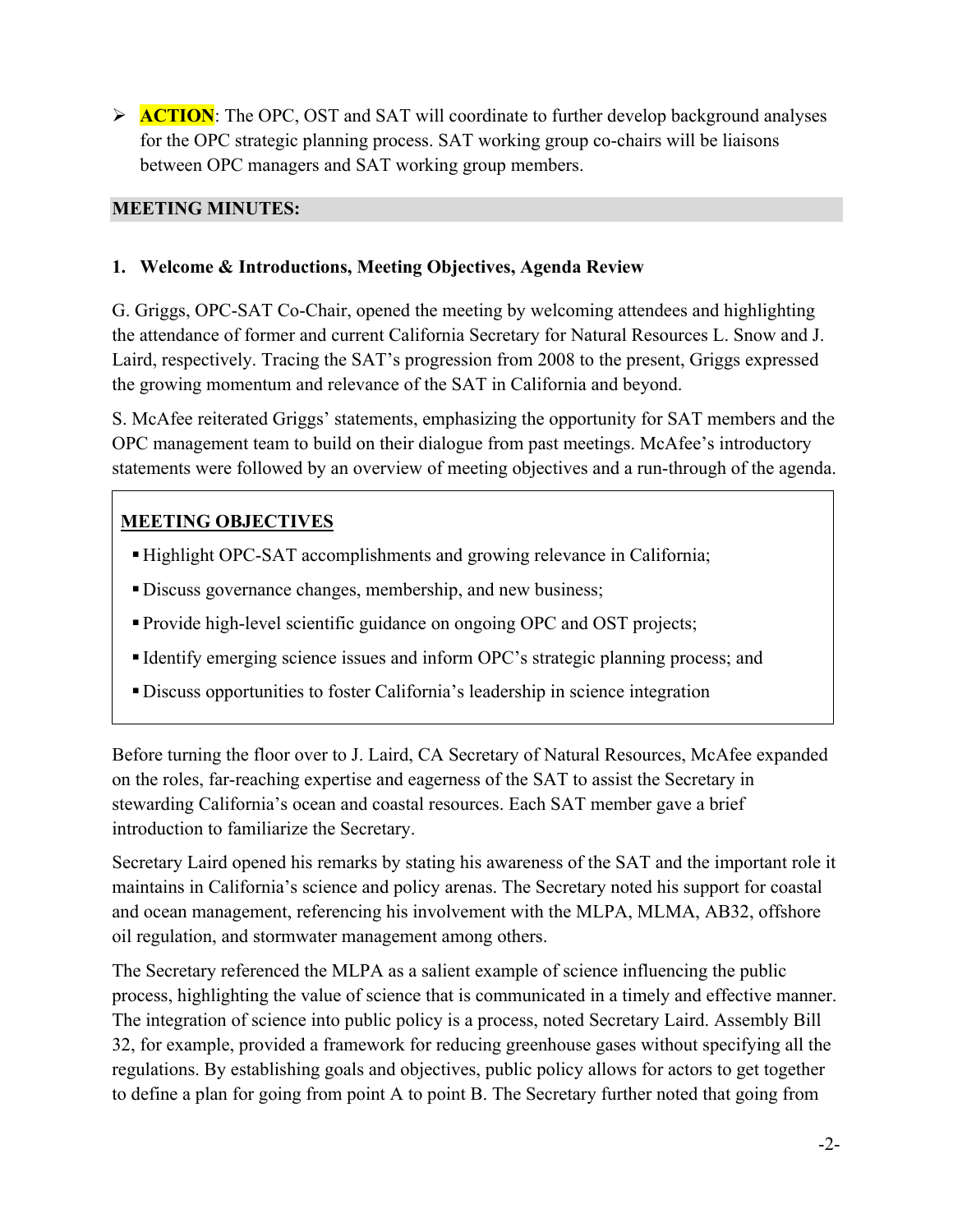- **ACTION**: The OPC, OST and SAT will coordinate to further develop background analyses for the OPC strategic planning process. SAT working group co-chairs will be liaisons between OPC managers and SAT working group members.

## MEETING MINUTES:

### 1. Welcome & Introductions, Meeting Objectives, Agenda Review

G. Griggs, OPC-SAT Co-Chair, opened the meeting by welcoming attendees and highlighting the attendance of former and current California Secretary for Natural Resources L. Snow and J. Laird, respectively. Tracing the SAT's progression from 2008 to the present, Griggs expressed the growing momentum and relevance of the SAT in California and beyond.

S. McAfee reiterated Griggs' statements, emphasizing the opportunity for SAT members and the OPC management team to build on their dialogue from past meetings. McAfee's introductory statements were followed by an overview of meeting objectives and a run-through of the agenda.

**MEETING OBJECTIVES**

- Highlight OPC-SAT accomplishments and growing relevance in California;
- Discuss governance changes, membership, and new business;
- Provide high-level scientific guidance on ongoing OPC and OST projects;
- Identify emerging science issues and inform OPC's strategic planning process; and
- Discuss opportunities to foster California's leadership in science integration

Before turning the floor over to J. Laird, CA Secretary of Natural Resources, McAfee expanded on the roles, far-reaching expertise and eagerness of the SAT to assist the Secretary in stewarding California's ocean and coastal resources. Each SAT member gave a brief introduction to familiarize the Secretary.

Secretary Laird opened his remarks by stating his awareness of the SAT and the important role it maintains in California's science and policy arenas. The Secretary noted his support for coastal and ocean management, referencing his involvement with the MLPA, MLMA, AB32, offshore oil regulation, and stormwater management among others.

The Secretary referenced the MLPA as a salient example of science influencing the public process, highlighting the value of science that is communicated in a timely and effective manner. The integration of science into public policy is a process, noted Secretary Laird. Assembly Bill 32, for example, provided a framework for reducing greenhouse gases without specifying all the regulations. By establishing goals and objectives, public policy allows for actors to get together to define a plan for going from point A to point B. The Secretary further noted that going from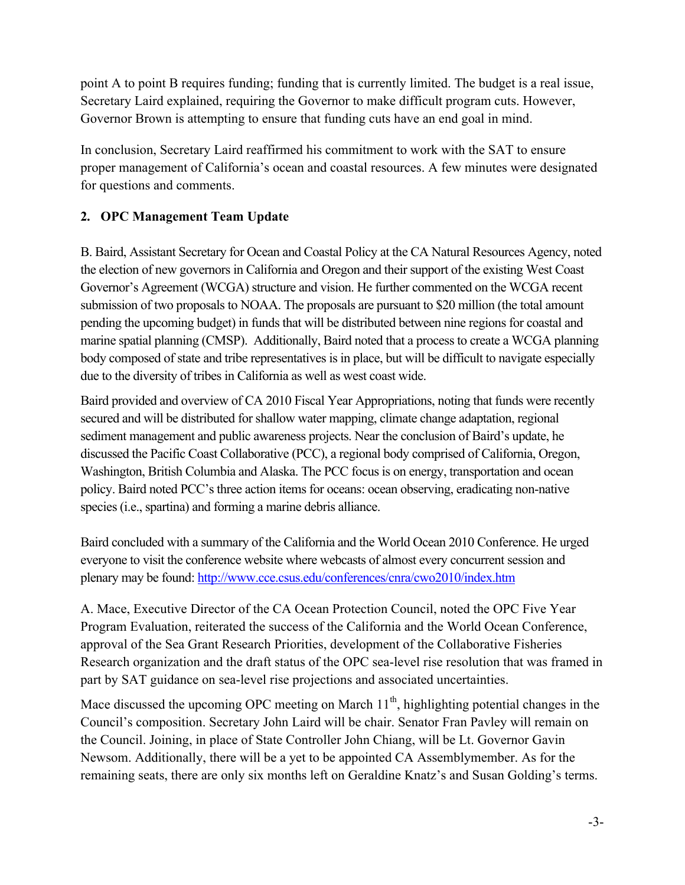point A to point B requires funding; funding that is currently limited. The budget is a real issue, Secretary Laird explained, requiring the Governor to make difficult program cuts. However, Governor Brown is attempting to ensure that funding cuts have an end goal in mind.

In conclusion, Secretary Laird reaffirmed his commitment to work with the SAT to ensure proper management of California's ocean and coastal resources. A few minutes were designated for questions and comments.

**2. OPC Management Team Update**

B. Baird, Assistant Secretary for Ocean and Coastal Policy at the CA Natural Resources Agency, noted the election of new governors in California and Oregon and their support of the existing West Coast Governor's Agreement (WCGA) structure and vision. He further commented on the WCGA recent submission of two proposals to NOAA. The proposals are pursuant to \$20 million (the total amount pending the upcoming budget) in funds that will be distributed between nine regions for coastal and marine spatial planning (CMSP). Additionally, Baird noted that a process to create a WCGA planning body composed of state and tribe representatives is in place, but will be difficult to navigate especially due to the diversity of tribes in California as well as west coast wide.

Baird provided and overview of CA 2010 Fiscal Year Appropriations, noting that funds were recently secured and will be distributed for shallow water mapping, climate change adaptation, regional sediment management and public awareness projects. Near the conclusion of Baird's update, he discussed the Pacific Coast Collaborative (PCC), a regional body comprised of California, Oregon, Washington, British Columbia and Alaska. The PCC focus is on energy, transportation and ocean policy. Baird noted PCC's three action items for oceans: ocean observing, eradicating non-native species (i.e., spartina) and forming a marine debris alliance.

Baird concluded with a summary of the California and the World Ocean 2010 Conference. He urged everyone to visit the conference website where webcasts of almost every concurrent session and plenary may be found: http://www.cce.csus.edu/conferences/cnra/cwo2010/index.htm

A. Mace, Executive Director of the CA Ocean Protection Council, noted the OPC Five Year Program Evaluation, reiterated the success of the California and the World Ocean Conference, approval of the Sea Grant Research Priorities, development of the Collaborative Fisheries Research organization and the draft status of the OPC sea-level rise resolution that was framed in part by SAT guidance on sea-level rise projections and associated uncertainties.

Mace discussed the upcoming OPC meeting on March 11th, highlighting potential changes in the Council's composition. Secretary John Laird will be chair. Senator Fran Pavley will remain on the Council. Joining, in place of State Controller John Chiang, will be Lt. Governor Gavin Newsom. Additionally, there will be a yet to be appointed CA Assemblymember. As for the remaining seats, there are only six months left on Geraldine Knatz's and Susan Golding's terms.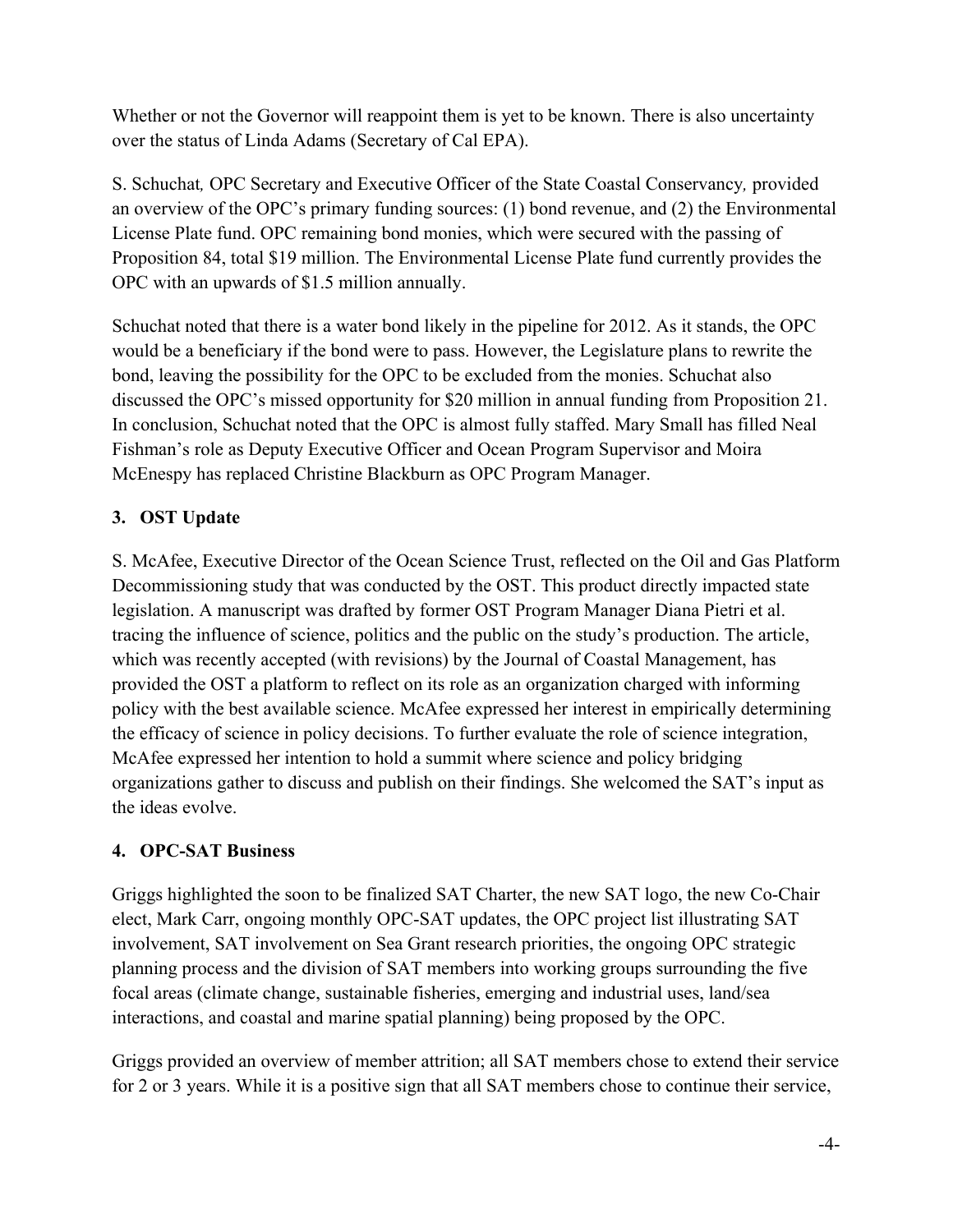Whether or not the Governor will reappoint them is yet to be known. There is also uncertainty over the status of Linda Adams (Secretary of Cal EPA).

S. Schuchat*,* OPC Secretary and Executive Officer of the State Coastal Conservancy*,* provided an overview of the OPC's primary funding sources: (1) bond revenue, and (2) the Environmental License Plate fund. OPC remaining bond monies, which were secured with the passing of Proposition 84, total $19 million. The Environmental License Plate fund currently provides the OPC with an upwards of $1.5 million annually.

Schuchat noted that there is a water bond likely in the pipeline for 2012. As it stands, the OPC would be a beneficiary if the bond were to pass. However, the Legislature plans to rewrite the bond, leaving the possibility for the OPC to be excluded from the monies. Schuchat also discussed the OPC's missed opportunity for $20 million in annual funding from Proposition 21. In conclusion, Schuchat noted that the OPC is almost fully staffed. Mary Small has filled Neal Fishman's role as Deputy Executive Officer and Ocean Program Supervisor and Moira McEnespy has replaced Christine Blackburn as OPC Program Manager.

**3. OST Update**

S. McAfee, Executive Director of the Ocean Science Trust, reflected on the Oil and Gas Platform Decommissioning study that was conducted by the OST. This product directly impacted state legislation. A manuscript was drafted by former OST Program Manager Diana Pietri et al. tracing the influence of science, politics and the public on the study's production. The article, which was recently accepted (with revisions) by the Journal of Coastal Management, has provided the OST a platform to reflect on its role as an organization charged with informing policy with the best available science. McAfee expressed her interest in empirically determining the efficacy of science in policy decisions. To further evaluate the role of science integration, McAfee expressed her intention to hold a summit where science and policy bridging organizations gather to discuss and publish on their findings. She welcomed the SAT's input as the ideas evolve.

**4. OPC-SAT Business**

Griggs highlighted the soon to be finalized SAT Charter, the new SAT logo, the new Co-Chair elect, Mark Carr, ongoing monthly OPC-SAT updates, the OPC project list illustrating SAT involvement, SAT involvement on Sea Grant research priorities, the ongoing OPC strategic planning process and the division of SAT members into working groups surrounding the five focal areas (climate change, sustainable fisheries, emerging and industrial uses, land/sea interactions, and coastal and marine spatial planning) being proposed by the OPC.

Griggs provided an overview of member attrition; all SAT members chose to extend their service for 2 or 3 years. While it is a positive sign that all SAT members chose to continue their service,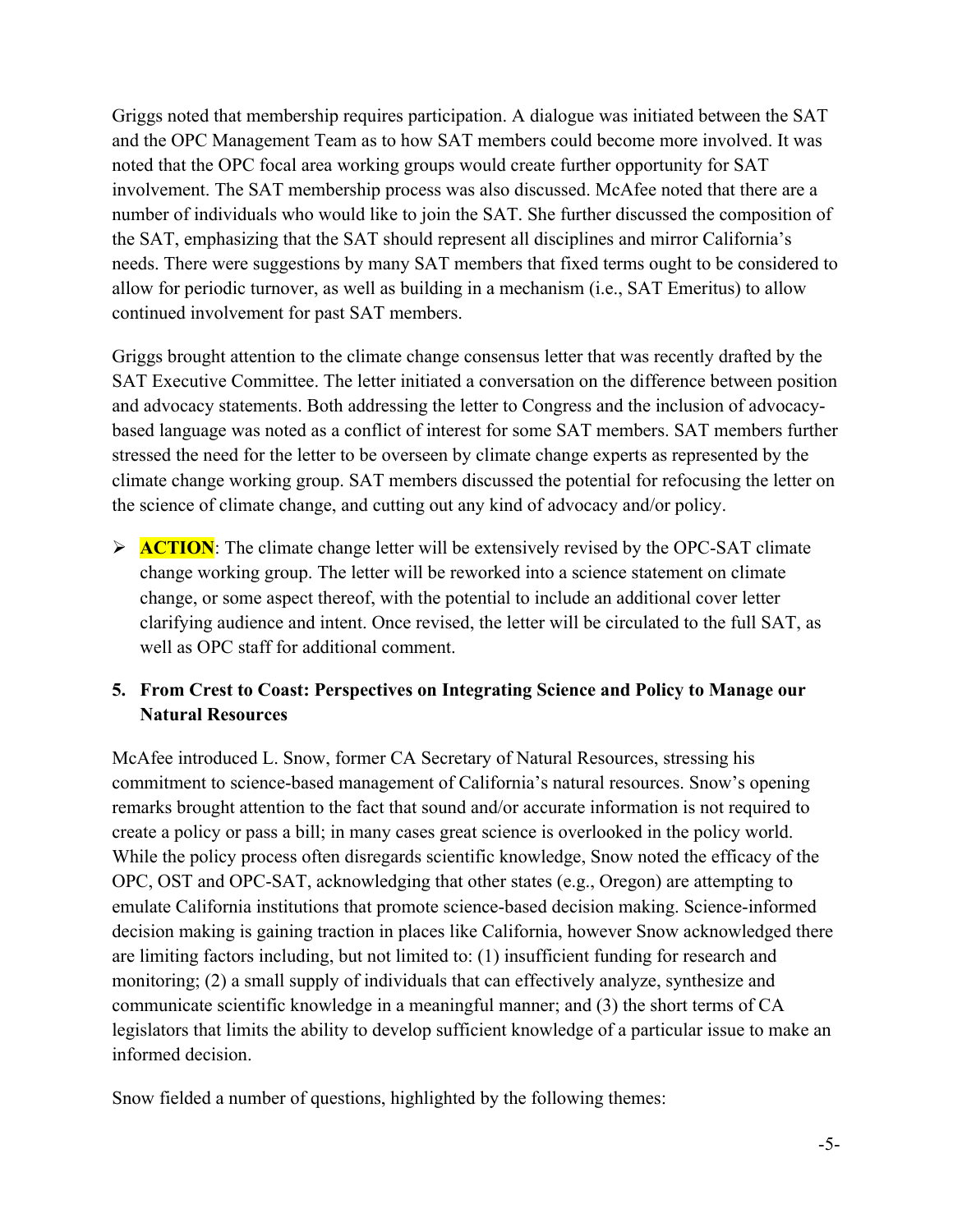Griggs noted that membership requires participation. A dialogue was initiated between the SAT and the OPC Management Team as to how SAT members could become more involved. It was noted that the OPC focal area working groups would create further opportunity for SAT involvement. The SAT membership process was also discussed. McAfee noted that there are a number of individuals who would like to join the SAT. She further discussed the composition of the SAT, emphasizing that the SAT should represent all disciplines and mirror California's needs. There were suggestions by many SAT members that fixed terms ought to be considered to allow for periodic turnover, as well as building in a mechanism (i.e., SAT Emeritus) to allow continued involvement for past SAT members.

Griggs brought attention to the climate change consensus letter that was recently drafted by the SAT Executive Committee. The letter initiated a conversation on the difference between position and advocacy statements. Both addressing the letter to Congress and the inclusion of advocacy-based language was noted as a conflict of interest for some SAT members. SAT members further stressed the need for the letter to be overseen by climate change experts as represented by the climate change working group. SAT members discussed the potential for refocusing the letter on the science of climate change, and cutting out any kind of advocacy and/or policy.

- **ACTION**: The climate change letter will be extensively revised by the OPC-SAT climate change working group. The letter will be reworked into a science statement on climate change, or some aspect thereof, with the potential to include an additional cover letter clarifying audience and intent. Once revised, the letter will be circulated to the full SAT, as well as OPC staff for additional comment.

## 5. From Crest to Coast: Perspectives on Integrating Science and Policy to Manage our Natural Resources

McAfee introduced L. Snow, former CA Secretary of Natural Resources, stressing his commitment to science-based management of California's natural resources. Snow's opening remarks brought attention to the fact that sound and/or accurate information is not required to create a policy or pass a bill; in many cases great science is overlooked in the policy world. While the policy process often disregards scientific knowledge, Snow noted the efficacy of the OPC, OST and OPC-SAT, acknowledging that other states (e.g., Oregon) are attempting to emulate California institutions that promote science-based decision making. Science-informed decision making is gaining traction in places like California, however Snow acknowledged there are limiting factors including, but not limited to: (1) insufficient funding for research and monitoring; (2) a small supply of individuals that can effectively analyze, synthesize and communicate scientific knowledge in a meaningful manner; and (3) the short terms of CA legislators that limits the ability to develop sufficient knowledge of a particular issue to make an informed decision.

Snow fielded a number of questions, highlighted by the following themes: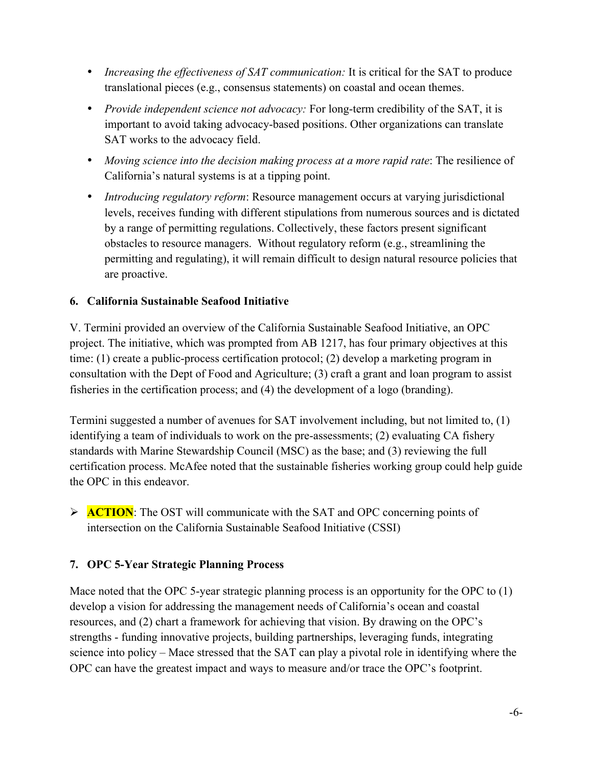- *Increasing the effectiveness of SAT communication:* It is critical for the SAT to produce translational pieces (e.g., consensus statements) on coastal and ocean themes.
- *Provide independent science not advocacy:* For long-term credibility of the SAT, it is important to avoid taking advocacy-based positions. Other organizations can translate SAT works to the advocacy field.
- *Moving science into the decision making process at a more rapid rate*: The resilience of California's natural systems is at a tipping point.
- *Introducing regulatory reform*: Resource management occurs at varying jurisdictional levels, receives funding with different stipulations from numerous sources and is dictated by a range of permitting regulations. Collectively, these factors present significant obstacles to resource managers. Without regulatory reform (e.g., streamlining the permitting and regulating), it will remain difficult to design natural resource policies that are proactive.

### 6. California Sustainable Seafood Initiative

V. Termini provided an overview of the California Sustainable Seafood Initiative, an OPC project. The initiative, which was prompted from AB 1217, has four primary objectives at this time: (1) create a public-process certification protocol; (2) develop a marketing program in consultation with the Dept of Food and Agriculture; (3) craft a grant and loan program to assist fisheries in the certification process; and (4) the development of a logo (branding).

Termini suggested a number of avenues for SAT involvement including, but not limited to, (1) identifying a team of individuals to work on the pre-assessments; (2) evaluating CA fishery standards with Marine Stewardship Council (MSC) as the base; and (3) reviewing the full certification process. McAfee noted that the sustainable fisheries working group could help guide the OPC in this endeavor.

- **ACTION**: The OST will communicate with the SAT and OPC concerning points of intersection on the California Sustainable Seafood Initiative (CSSI)

### 7. OPC 5-Year Strategic Planning Process

Mace noted that the OPC 5-year strategic planning process is an opportunity for the OPC to (1) develop a vision for addressing the management needs of California's ocean and coastal resources, and (2) chart a framework for achieving that vision. By drawing on the OPC's strengths - funding innovative projects, building partnerships, leveraging funds, integrating science into policy – Mace stressed that the SAT can play a pivotal role in identifying where the OPC can have the greatest impact and ways to measure and/or trace the OPC's footprint.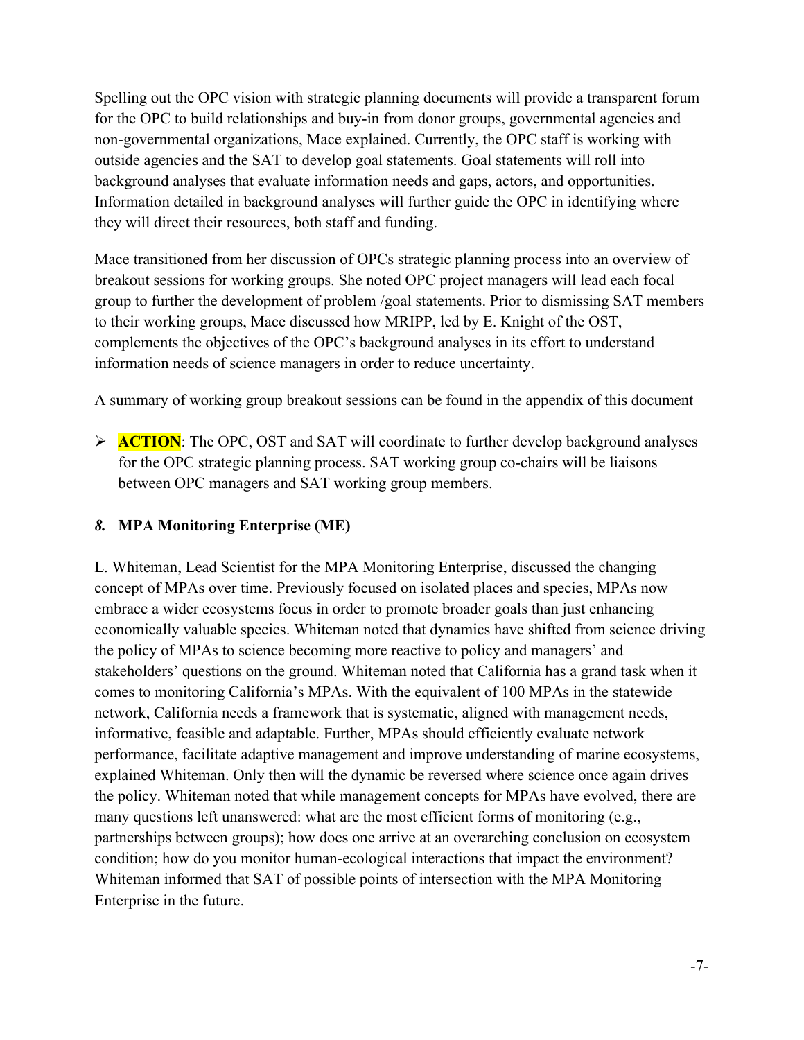Spelling out the OPC vision with strategic planning documents will provide a transparent forum for the OPC to build relationships and buy-in from donor groups, governmental agencies and non-governmental organizations, Mace explained. Currently, the OPC staff is working with outside agencies and the SAT to develop goal statements. Goal statements will roll into background analyses that evaluate information needs and gaps, actors, and opportunities. Information detailed in background analyses will further guide the OPC in identifying where they will direct their resources, both staff and funding.

Mace transitioned from her discussion of OPCs strategic planning process into an overview of breakout sessions for working groups. She noted OPC project managers will lead each focal group to further the development of problem /goal statements. Prior to dismissing SAT members to their working groups, Mace discussed how MRIPP, led by E. Knight of the OST, complements the objectives of the OPC's background analyses in its effort to understand information needs of science managers in order to reduce uncertainty.

A summary of working group breakout sessions can be found in the appendix of this document

- **ACTION**: The OPC, OST and SAT will coordinate to further develop background analyses for the OPC strategic planning process. SAT working group co-chairs will be liaisons between OPC managers and SAT working group members.

### *8.* MPA Monitoring Enterprise (ME)

L. Whiteman, Lead Scientist for the MPA Monitoring Enterprise, discussed the changing concept of MPAs over time. Previously focused on isolated places and species, MPAs now embrace a wider ecosystems focus in order to promote broader goals than just enhancing economically valuable species. Whiteman noted that dynamics have shifted from science driving the policy of MPAs to science becoming more reactive to policy and managers' and stakeholders' questions on the ground. Whiteman noted that California has a grand task when it comes to monitoring California's MPAs. With the equivalent of 100 MPAs in the statewide network, California needs a framework that is systematic, aligned with management needs, informative, feasible and adaptable. Further, MPAs should efficiently evaluate network performance, facilitate adaptive management and improve understanding of marine ecosystems, explained Whiteman. Only then will the dynamic be reversed where science once again drives the policy. Whiteman noted that while management concepts for MPAs have evolved, there are many questions left unanswered: what are the most efficient forms of monitoring (e.g., partnerships between groups); how does one arrive at an overarching conclusion on ecosystem condition; how do you monitor human-ecological interactions that impact the environment? Whiteman informed that SAT of possible points of intersection with the MPA Monitoring Enterprise in the future.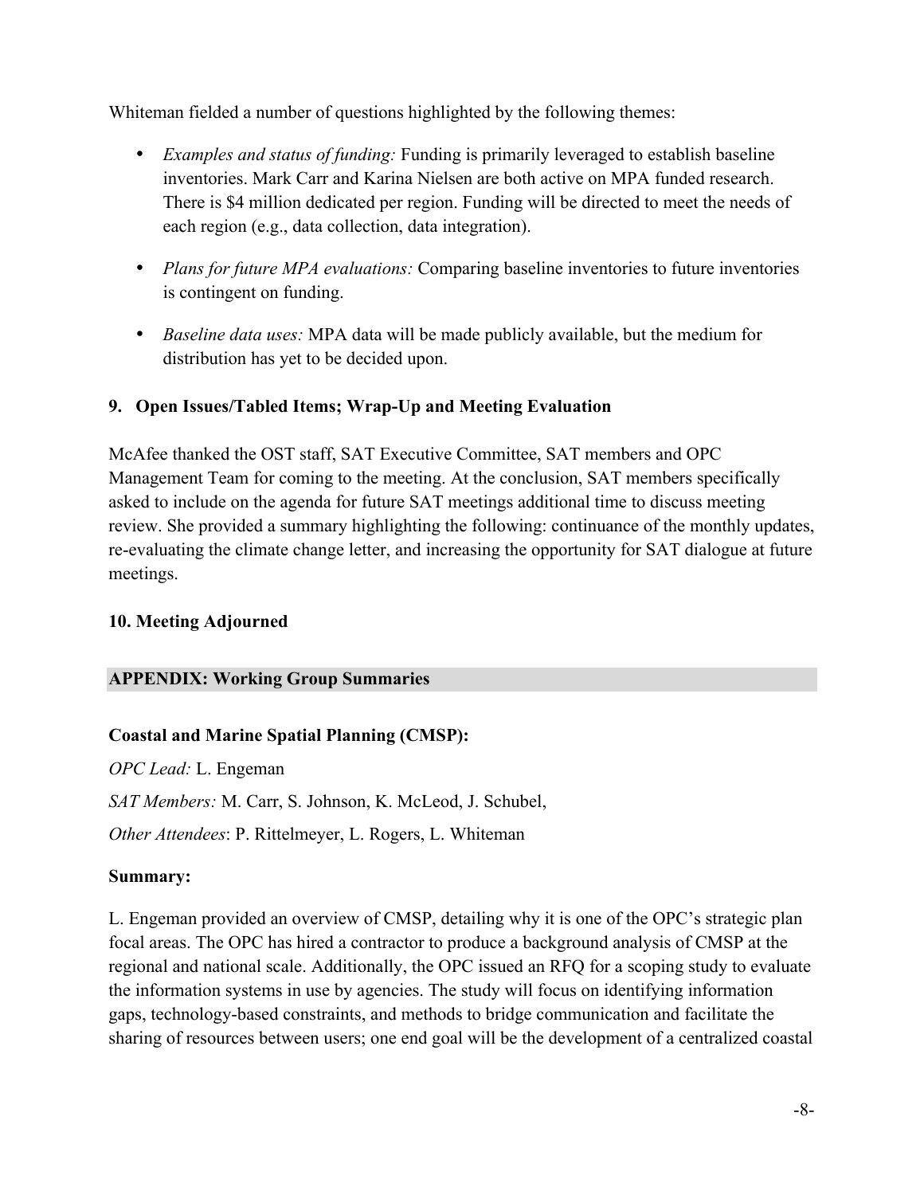Whiteman fielded a number of questions highlighted by the following themes:

- *Examples and status of funding:* Funding is primarily leveraged to establish baseline inventories. Mark Carr and Karina Nielsen are both active on MPA funded research. There is $4 million dedicated per region. Funding will be directed to meet the needs of each region (e.g., data collection, data integration).
- *Plans for future MPA evaluations:* Comparing baseline inventories to future inventories is contingent on funding.
- *Baseline data uses:* MPA data will be made publicly available, but the medium for distribution has yet to be decided upon.

### 9. Open Issues/Tabled Items; Wrap-Up and Meeting Evaluation

McAfee thanked the OST staff, SAT Executive Committee, SAT members and OPC Management Team for coming to the meeting. At the conclusion, SAT members specifically asked to include on the agenda for future SAT meetings additional time to discuss meeting review. She provided a summary highlighting the following: continuance of the monthly updates, re-evaluating the climate change letter, and increasing the opportunity for SAT dialogue at future meetings.

### 10. Meeting Adjourned

## APPENDIX: Working Group Summaries

### Coastal and Marine Spatial Planning (CMSP):

*OPC Lead:* L. Engeman

*SAT Members:* M. Carr, S. Johnson, K. McLeod, J. Schubel,

*Other Attendees*: P. Rittelmeyer, L. Rogers, L. Whiteman

**Summary:**

L. Engeman provided an overview of CMSP, detailing why it is one of the OPC's strategic plan focal areas. The OPC has hired a contractor to produce a background analysis of CMSP at the regional and national scale. Additionally, the OPC issued an RFQ for a scoping study to evaluate the information systems in use by agencies. The study will focus on identifying information gaps, technology-based constraints, and methods to bridge communication and facilitate the sharing of resources between users; one end goal will be the development of a centralized coastal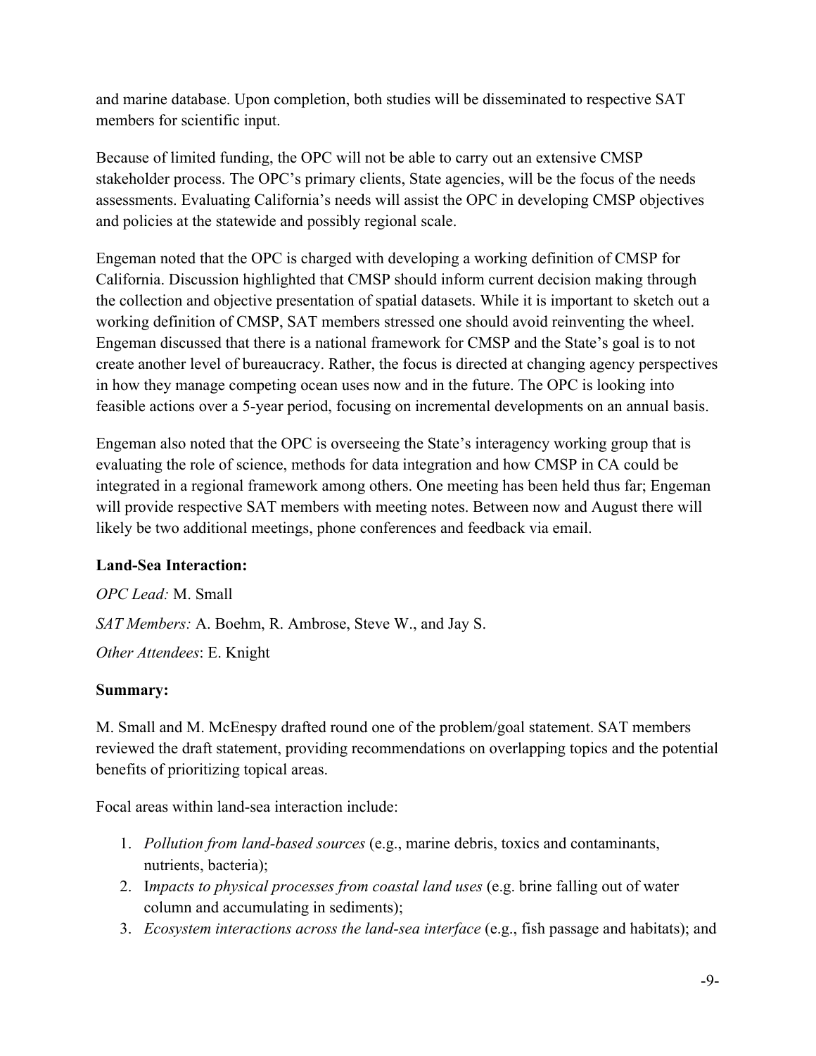and marine database. Upon completion, both studies will be disseminated to respective SAT members for scientific input.

Because of limited funding, the OPC will not be able to carry out an extensive CMSP stakeholder process. The OPC's primary clients, State agencies, will be the focus of the needs assessments. Evaluating California's needs will assist the OPC in developing CMSP objectives and policies at the statewide and possibly regional scale.

Engeman noted that the OPC is charged with developing a working definition of CMSP for California. Discussion highlighted that CMSP should inform current decision making through the collection and objective presentation of spatial datasets. While it is important to sketch out a working definition of CMSP, SAT members stressed one should avoid reinventing the wheel. Engeman discussed that there is a national framework for CMSP and the State's goal is to not create another level of bureaucracy. Rather, the focus is directed at changing agency perspectives in how they manage competing ocean uses now and in the future. The OPC is looking into feasible actions over a 5-year period, focusing on incremental developments on an annual basis.

Engeman also noted that the OPC is overseeing the State's interagency working group that is evaluating the role of science, methods for data integration and how CMSP in CA could be integrated in a regional framework among others. One meeting has been held thus far; Engeman will provide respective SAT members with meeting notes. Between now and August there will likely be two additional meetings, phone conferences and feedback via email.

**Land-Sea Interaction:**

*OPC Lead:* M. Small

*SAT Members:* A. Boehm, R. Ambrose, Steve W., and Jay S.

*Other Attendees*: E. Knight

**Summary:**

M. Small and M. McEnespy drafted round one of the problem/goal statement. SAT members reviewed the draft statement, providing recommendations on overlapping topics and the potential benefits of prioritizing topical areas.

Focal areas within land-sea interaction include:

1. *Pollution from land-based sources* (e.g., marine debris, toxics and contaminants, nutrients, bacteria);
2. I*mpacts to physical processes from coastal land uses* (e.g. brine falling out of water column and accumulating in sediments);
3. *Ecosystem interactions across the land-sea interface* (e.g., fish passage and habitats); and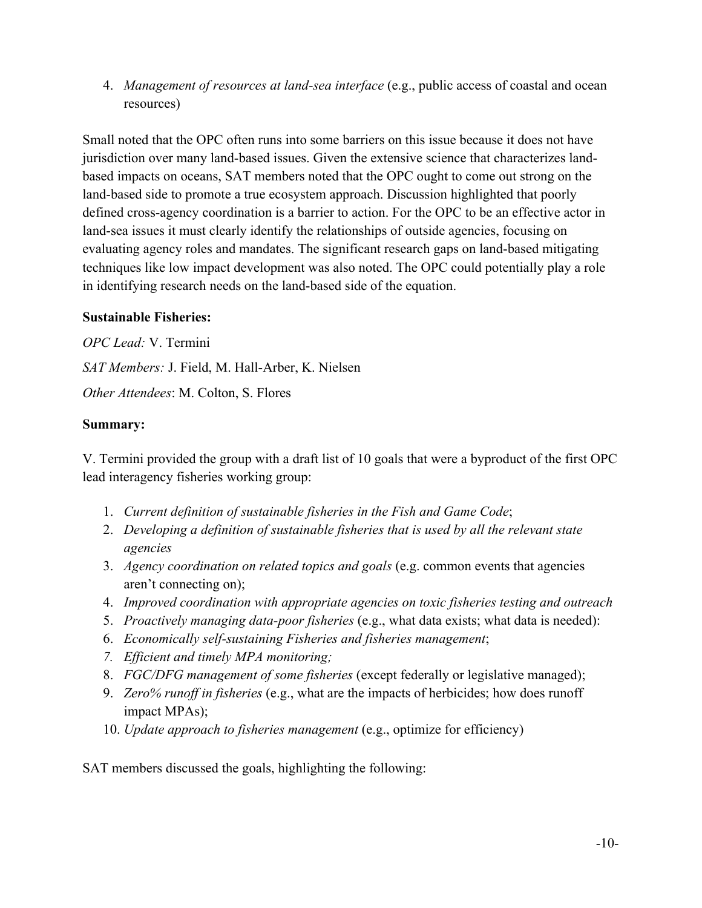4. *Management of resources at land-sea interface* (e.g., public access of coastal and ocean resources)

Small noted that the OPC often runs into some barriers on this issue because it does not have jurisdiction over many land-based issues. Given the extensive science that characterizes land-based impacts on oceans, SAT members noted that the OPC ought to come out strong on the land-based side to promote a true ecosystem approach. Discussion highlighted that poorly defined cross-agency coordination is a barrier to action. For the OPC to be an effective actor in land-sea issues it must clearly identify the relationships of outside agencies, focusing on evaluating agency roles and mandates. The significant research gaps on land-based mitigating techniques like low impact development was also noted. The OPC could potentially play a role in identifying research needs on the land-based side of the equation.

**Sustainable Fisheries:**

*OPC Lead:* V. Termini

*SAT Members:* J. Field, M. Hall-Arber, K. Nielsen

*Other Attendees*: M. Colton, S. Flores

**Summary:**

V. Termini provided the group with a draft list of 10 goals that were a byproduct of the first OPC lead interagency fisheries working group:

1. *Current definition of sustainable fisheries in the Fish and Game Code*;
2. *Developing a definition of sustainable fisheries that is used by all the relevant state agencies*
3. *Agency coordination on related topics and goals* (e.g. common events that agencies aren't connecting on);
4. *Improved coordination with appropriate agencies on toxic fisheries testing and outreach*
5. *Proactively managing data-poor fisheries* (e.g., what data exists; what data is needed):
6. *Economically self-sustaining Fisheries and fisheries management*;
7. *Efficient and timely MPA monitoring;*
8. *FGC/DFG management of some fisheries* (except federally or legislative managed);
9. *Zero% runoff in fisheries* (e.g., what are the impacts of herbicides; how does runoff impact MPAs);
10. *Update approach to fisheries management* (e.g., optimize for efficiency)

SAT members discussed the goals, highlighting the following: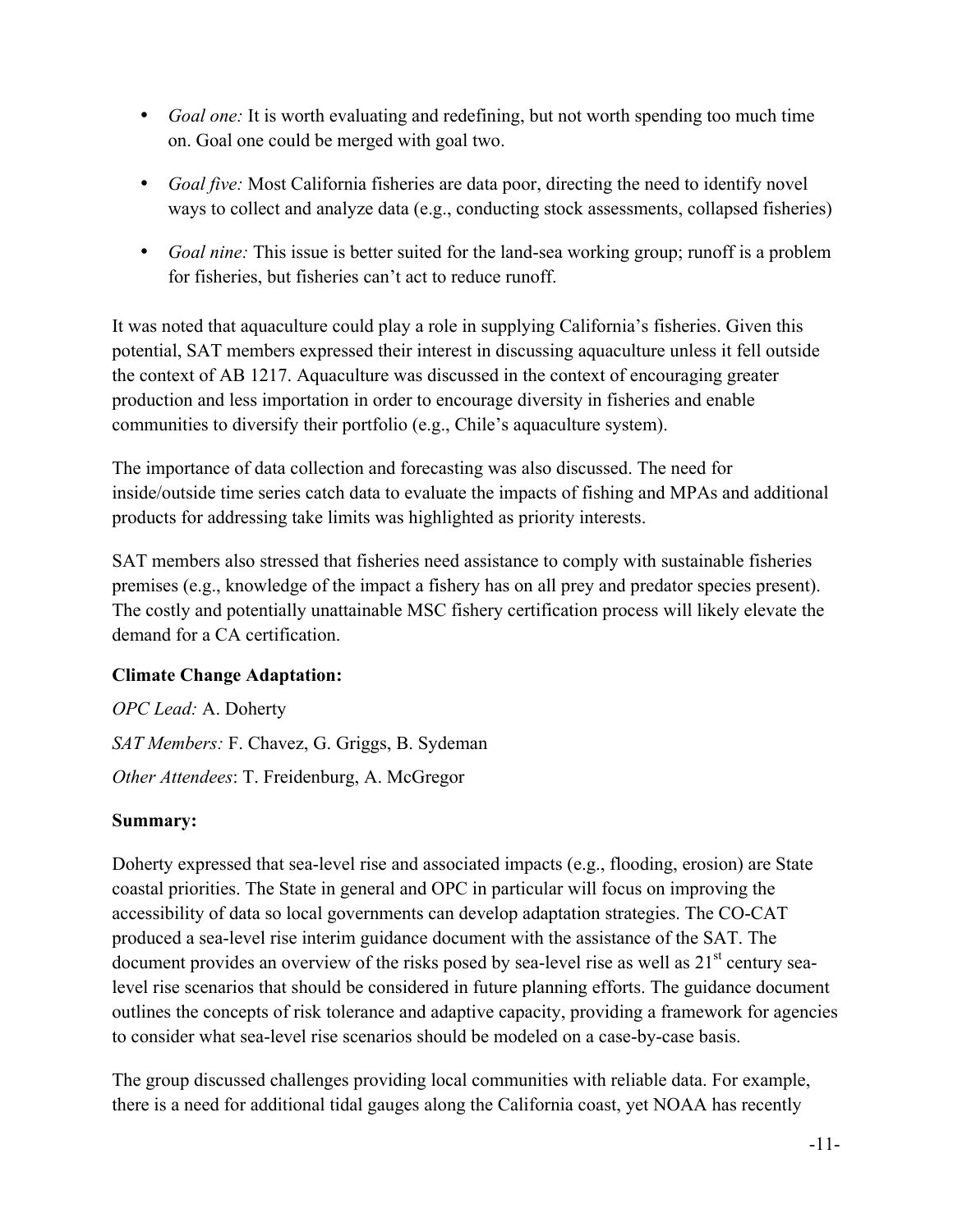- *Goal one:* It is worth evaluating and redefining, but not worth spending too much time on. Goal one could be merged with goal two.
- *Goal five:* Most California fisheries are data poor, directing the need to identify novel ways to collect and analyze data (e.g., conducting stock assessments, collapsed fisheries)
- *Goal nine:* This issue is better suited for the land-sea working group; runoff is a problem for fisheries, but fisheries can't act to reduce runoff.

It was noted that aquaculture could play a role in supplying California's fisheries. Given this potential, SAT members expressed their interest in discussing aquaculture unless it fell outside the context of AB 1217. Aquaculture was discussed in the context of encouraging greater production and less importation in order to encourage diversity in fisheries and enable communities to diversify their portfolio (e.g., Chile's aquaculture system).

The importance of data collection and forecasting was also discussed. The need for inside/outside time series catch data to evaluate the impacts of fishing and MPAs and additional products for addressing take limits was highlighted as priority interests.

SAT members also stressed that fisheries need assistance to comply with sustainable fisheries premises (e.g., knowledge of the impact a fishery has on all prey and predator species present). The costly and potentially unattainable MSC fishery certification process will likely elevate the demand for a CA certification.

**Climate Change Adaptation:**

*OPC Lead:* A. Doherty

*SAT Members:* F. Chavez, G. Griggs, B. Sydeman

*Other Attendees*: T. Freidenburg, A. McGregor

**Summary:**

Doherty expressed that sea-level rise and associated impacts (e.g., flooding, erosion) are State coastal priorities. The State in general and OPC in particular will focus on improving the accessibility of data so local governments can develop adaptation strategies. The CO-CAT produced a sea-level rise interim guidance document with the assistance of the SAT. The document provides an overview of the risks posed by sea-level rise as well as 21st century sea-level rise scenarios that should be considered in future planning efforts. The guidance document outlines the concepts of risk tolerance and adaptive capacity, providing a framework for agencies to consider what sea-level rise scenarios should be modeled on a case-by-case basis.

The group discussed challenges providing local communities with reliable data. For example, there is a need for additional tidal gauges along the California coast, yet NOAA has recently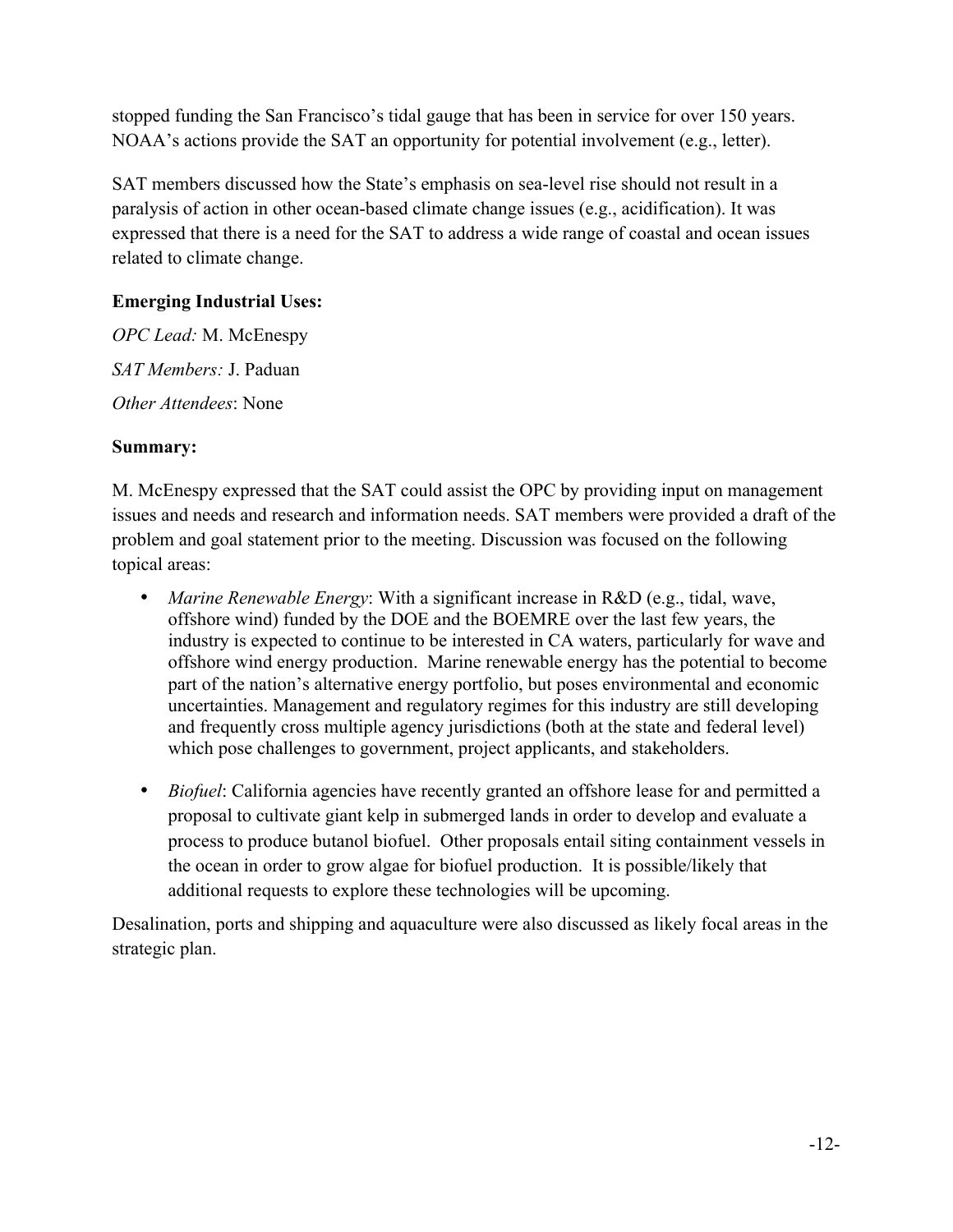stopped funding the San Francisco's tidal gauge that has been in service for over 150 years. NOAA's actions provide the SAT an opportunity for potential involvement (e.g., letter).

SAT members discussed how the State's emphasis on sea-level rise should not result in a paralysis of action in other ocean-based climate change issues (e.g., acidification). It was expressed that there is a need for the SAT to address a wide range of coastal and ocean issues related to climate change.

**Emerging Industrial Uses:**

*OPC Lead:* M. McEnespy

*SAT Members:* J. Paduan

*Other Attendees*: None

**Summary:**

M. McEnespy expressed that the SAT could assist the OPC by providing input on management issues and needs and research and information needs. SAT members were provided a draft of the problem and goal statement prior to the meeting. Discussion was focused on the following topical areas:

- *Marine Renewable Energy*: With a significant increase in R&D (e.g., tidal, wave, offshore wind) funded by the DOE and the BOEMRE over the last few years, the industry is expected to continue to be interested in CA waters, particularly for wave and offshore wind energy production. Marine renewable energy has the potential to become part of the nation's alternative energy portfolio, but poses environmental and economic uncertainties. Management and regulatory regimes for this industry are still developing and frequently cross multiple agency jurisdictions (both at the state and federal level) which pose challenges to government, project applicants, and stakeholders.

- *Biofuel*: California agencies have recently granted an offshore lease for and permitted a proposal to cultivate giant kelp in submerged lands in order to develop and evaluate a process to produce butanol biofuel. Other proposals entail siting containment vessels in the ocean in order to grow algae for biofuel production. It is possible/likely that additional requests to explore these technologies will be upcoming.

Desalination, ports and shipping and aquaculture were also discussed as likely focal areas in the strategic plan.